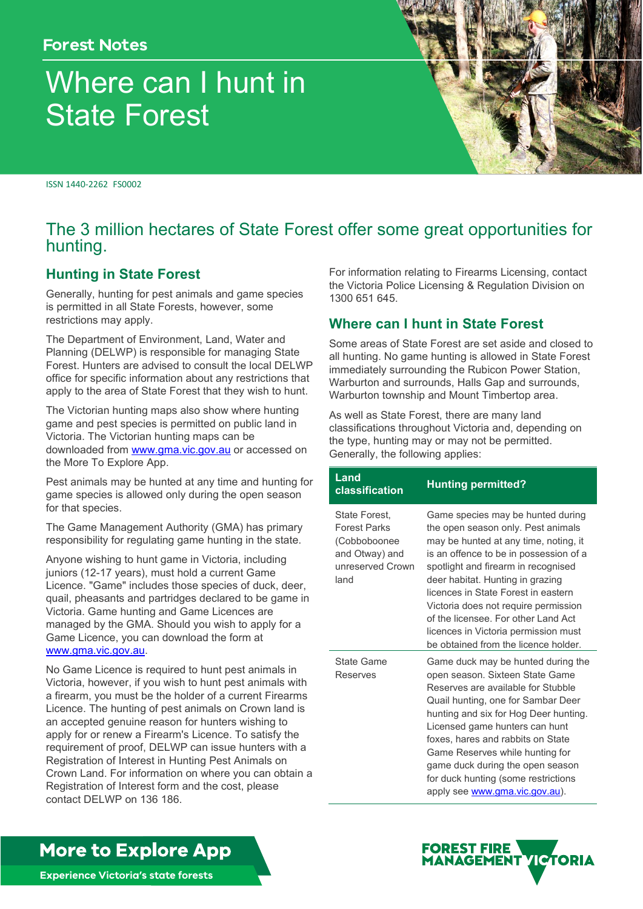Forest Notes

# Where can I hunt in State Forest

ISSN 1440-2262 FS0002

## The 3 million hectares of State Forest offer some great opportunities for hunting.

### Hunting in State Forest

Generally, hunting for pest animals and game species is permitted in all State Forests, however, some restrictions may apply.

The Department of Environment, Land, Water and Planning (DELWP) is responsible for managing State Forest. Hunters are advised to consult the local DELWP office for specific information about any restrictions that apply to the area of State Forest that they wish to hunt.

The Victorian hunting maps also show where hunting game and pest species is permitted on public land in Victoria. The Victorian hunting maps can be downloaded from www.gma.vic.gov.au or accessed on the More To Explore App.

Pest animals may be hunted at any time and hunting for game species is allowed only during the open season for that species.

The Game Management Authority (GMA) has primary responsibility for regulating game hunting in the state.

Anyone wishing to hunt game in Victoria, including juniors (12-17 years), must hold a current Game Licence. "Game" includes those species of duck, deer, quail, pheasants and partridges declared to be game in Victoria. Game hunting and Game Licences are managed by the GMA. Should you wish to apply for a Game Licence, you can download the form at www.gma.vic.gov.au.

No Game Licence is required to hunt pest animals in Victoria, however, if you wish to hunt pest animals with a firearm, you must be the holder of a current Firearms Licence. The hunting of pest animals on Crown land is an accepted genuine reason for hunters wishing to apply for or renew a Firearm's Licence. To satisfy the requirement of proof, DELWP can issue hunters with a Registration of Interest in Hunting Pest Animals on Crown Land. For information on where you can obtain a Registration of Interest form and the cost, please contact DELWP on 136 186.

For information relating to Firearms Licensing, contact the Victoria Police Licensing & Regulation Division on 1300 651 645.

### Where can I hunt in State Forest

Some areas of State Forest are set aside and closed to all hunting. No game hunting is allowed in State Forest immediately surrounding the Rubicon Power Station, Warburton and surrounds, Halls Gap and surrounds, Warburton township and Mount Timbertop area.

As well as State Forest, there are many land classifications throughout Victoria and, depending on the type, hunting may or may not be permitted. Generally, the following applies:

| Land classification | Hunting permitted? |
|---|---|
| State Forest, Forest Parks (Cobboboonee and Otway) and unreserved Crown land | Game species may be hunted during the open season only. Pest animals may be hunted at any time, noting, it is an offence to be in possession of a spotlight and firearm in recognised deer habitat. Hunting in grazing licences in State Forest in eastern Victoria does not require permission of the licensee. For other Land Act licences in Victoria permission must be obtained from the licence holder. |
| State Game Reserves | Game duck may be hunted during the open season. Sixteen State Game Reserves are available for Stubble Quail hunting, one for Sambar Deer hunting and six for Hog Deer hunting. Licensed game hunters can hunt foxes, hares and rabbits on State Game Reserves while hunting for game duck during the open season for duck hunting (some restrictions apply see www.gma.vic.gov.au). |

More to Explore App

Experience Victoria's state forests

FOREST FIRE MANAGEMENT VICTORIA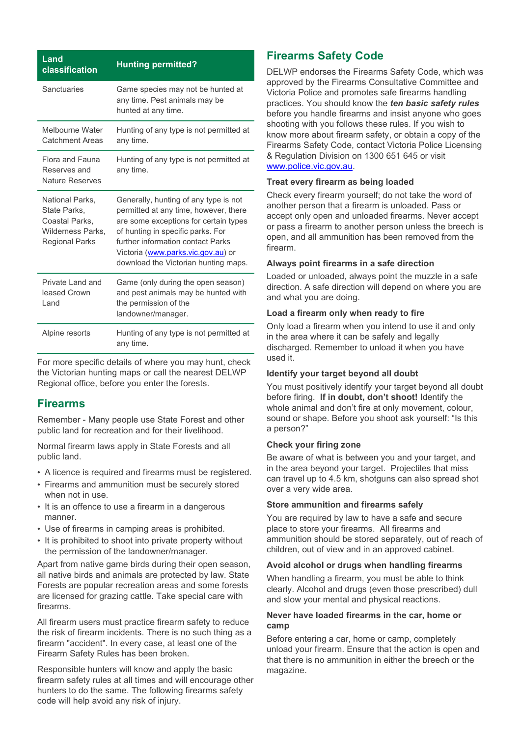| Land classification | Hunting permitted? |
|---|---|
| Sanctuaries | Game species may not be hunted at any time. Pest animals may be hunted at any time. |
| Melbourne Water Catchment Areas | Hunting of any type is not permitted at any time. |
| Flora and Fauna Reserves and Nature Reserves | Hunting of any type is not permitted at any time. |
| National Parks, State Parks, Coastal Parks, Wilderness Parks, Regional Parks | Generally, hunting of any type is not permitted at any time, however, there are some exceptions for certain types of hunting in specific parks. For further information contact Parks Victoria (www.parks.vic.gov.au) or download the Victorian hunting maps. |
| Private Land and leased Crown Land | Game (only during the open season) and pest animals may be hunted with the permission of the landowner/manager. |
| Alpine resorts | Hunting of any type is not permitted at any time. |

For more specific details of where you may hunt, check the Victorian hunting maps or call the nearest DELWP Regional office, before you enter the forests.

## Firearms

Remember - Many people use State Forest and other public land for recreation and for their livelihood.

Normal firearm laws apply in State Forests and all public land.

- A licence is required and firearms must be registered.
- Firearms and ammunition must be securely stored when not in use.
- It is an offence to use a firearm in a dangerous manner.
- Use of firearms in camping areas is prohibited.
- It is prohibited to shoot into private property without the permission of the landowner/manager.

Apart from native game birds during their open season, all native birds and animals are protected by law. State Forests are popular recreation areas and some forests are licensed for grazing cattle. Take special care with firearms.

All firearm users must practice firearm safety to reduce the risk of firearm incidents. There is no such thing as a firearm "accident". In every case, at least one of the Firearm Safety Rules has been broken.

Responsible hunters will know and apply the basic firearm safety rules at all times and will encourage other hunters to do the same. The following firearms safety code will help avoid any risk of injury.

## Firearms Safety Code

DELWP endorses the Firearms Safety Code, which was approved by the Firearms Consultative Committee and Victoria Police and promotes safe firearms handling practices. You should know the ***ten basic safety rules*** before you handle firearms and insist anyone who goes shooting with you follows these rules. If you wish to know more about firearm safety, or obtain a copy of the Firearms Safety Code, contact Victoria Police Licensing & Regulation Division on 1300 651 645 or visit www.police.vic.gov.au.

### Treat every firearm as being loaded

Check every firearm yourself; do not take the word of another person that a firearm is unloaded. Pass or accept only open and unloaded firearms. Never accept or pass a firearm to another person unless the breech is open, and all ammunition has been removed from the firearm.

### Always point firearms in a safe direction

Loaded or unloaded, always point the muzzle in a safe direction. A safe direction will depend on where you are and what you are doing.

### Load a firearm only when ready to fire

Only load a firearm when you intend to use it and only in the area where it can be safely and legally discharged. Remember to unload it when you have used it.

### Identify your target beyond all doubt

You must positively identify your target beyond all doubt before firing. **If in doubt, don't shoot!** Identify the whole animal and don't fire at only movement, colour, sound or shape. Before you shoot ask yourself: "Is this a person?"

### Check your firing zone

Be aware of what is between you and your target, and in the area beyond your target. Projectiles that miss can travel up to 4.5 km, shotguns can also spread shot over a very wide area.

### Store ammunition and firearms safely

You are required by law to have a safe and secure place to store your firearms. All firearms and ammunition should be stored separately, out of reach of children, out of view and in an approved cabinet.

### Avoid alcohol or drugs when handling firearms

When handling a firearm, you must be able to think clearly. Alcohol and drugs (even those prescribed) dull and slow your mental and physical reactions.

### Never have loaded firearms in the car, home or camp

Before entering a car, home or camp, completely unload your firearm. Ensure that the action is open and that there is no ammunition in either the breech or the magazine.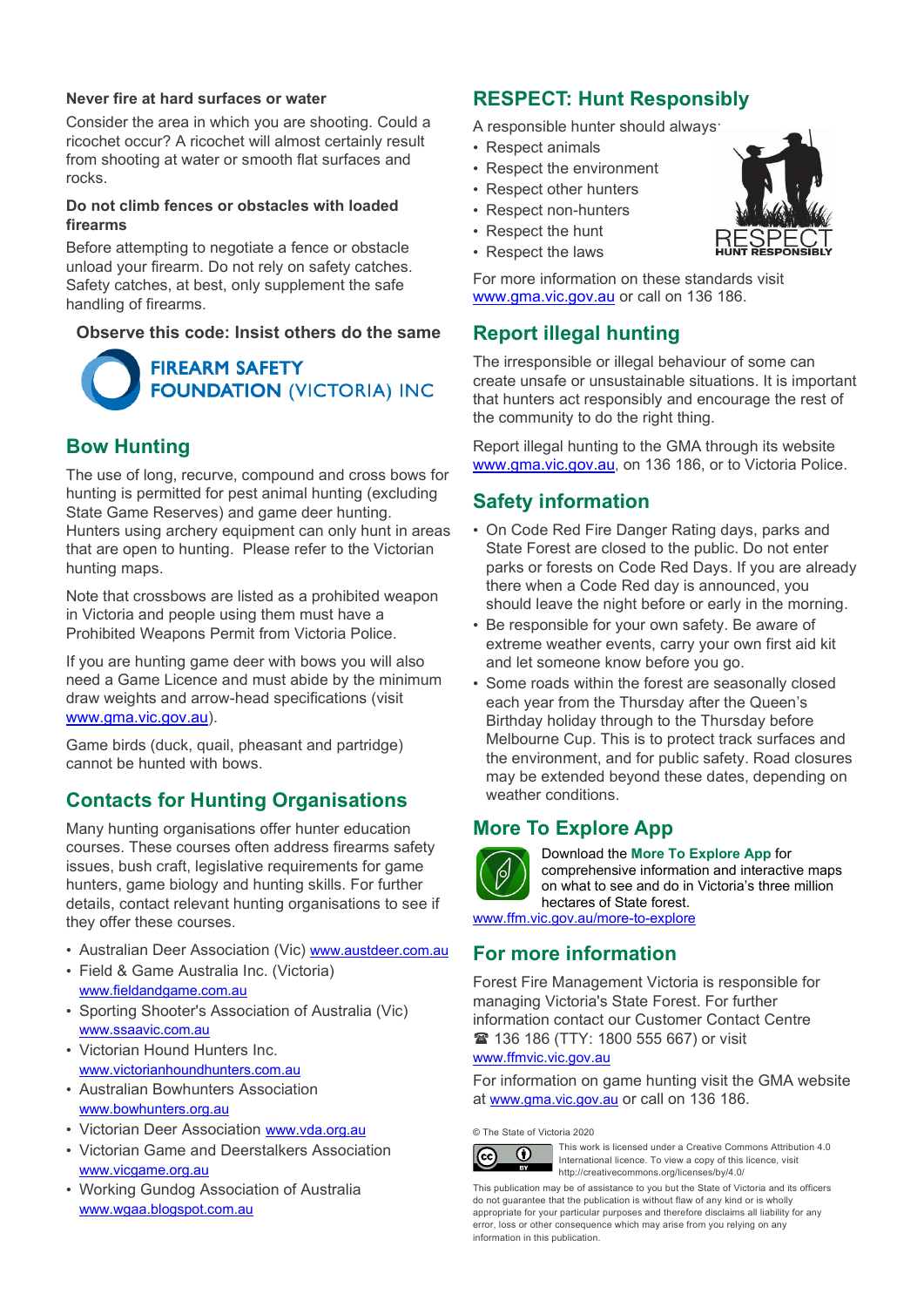### Never fire at hard surfaces or water

Consider the area in which you are shooting. Could a ricochet occur? A ricochet will almost certainly result from shooting at water or smooth flat surfaces and rocks.

### Do not climb fences or obstacles with loaded firearms

Before attempting to negotiate a fence or obstacle unload your firearm. Do not rely on safety catches. Safety catches, at best, only supplement the safe handling of firearms.

**Observe this code: Insist others do the same**

FIREARM SAFETY FOUNDATION (VICTORIA) INC

## Bow Hunting

The use of long, recurve, compound and cross bows for hunting is permitted for pest animal hunting (excluding State Game Reserves) and game deer hunting. Hunters using archery equipment can only hunt in areas that are open to hunting. Please refer to the Victorian hunting maps.

Note that crossbows are listed as a prohibited weapon in Victoria and people using them must have a Prohibited Weapons Permit from Victoria Police.

If you are hunting game deer with bows you will also need a Game Licence and must abide by the minimum draw weights and arrow-head specifications (visit www.gma.vic.gov.au).

Game birds (duck, quail, pheasant and partridge) cannot be hunted with bows.

## Contacts for Hunting Organisations

Many hunting organisations offer hunter education courses. These courses often address firearms safety issues, bush craft, legislative requirements for game hunters, game biology and hunting skills. For further details, contact relevant hunting organisations to see if they offer these courses.

- Australian Deer Association (Vic) www.austdeer.com.au
- Field & Game Australia Inc. (Victoria) www.fieldandgame.com.au
- Sporting Shooter's Association of Australia (Vic) www.ssaavic.com.au
- Victorian Hound Hunters Inc. www.victorianhoundhunters.com.au
- Australian Bowhunters Association www.bowhunters.org.au
- Victorian Deer Association www.vda.org.au
- Victorian Game and Deerstalkers Association www.vicgame.org.au
- Working Gundog Association of Australia www.wgaa.blogspot.com.au

## RESPECT: Hunt Responsibly

A responsible hunter should always:

- Respect animals
- Respect the environment
- Respect other hunters
- Respect non-hunters
- Respect the hunt
- Respect the laws

RESPECT HUNT RESPONSIBLY

For more information on these standards visit www.gma.vic.gov.au or call on 136 186.

## Report illegal hunting

The irresponsible or illegal behaviour of some can create unsafe or unsustainable situations. It is important that hunters act responsibly and encourage the rest of the community to do the right thing.

Report illegal hunting to the GMA through its website www.gma.vic.gov.au, on 136 186, or to Victoria Police.

## Safety information

- On Code Red Fire Danger Rating days, parks and State Forest are closed to the public. Do not enter parks or forests on Code Red Days. If you are already there when a Code Red day is announced, you should leave the night before or early in the morning.
- Be responsible for your own safety. Be aware of extreme weather events, carry your own first aid kit and let someone know before you go.
- Some roads within the forest are seasonally closed each year from the Thursday after the Queen's Birthday holiday through to the Thursday before Melbourne Cup. This is to protect track surfaces and the environment, and for public safety. Road closures may be extended beyond these dates, depending on weather conditions.

## More To Explore App

Download the **More To Explore App** for comprehensive information and interactive maps on what to see and do in Victoria's three million hectares of State forest.

www.ffm.vic.gov.au/more-to-explore

## For more information

Forest Fire Management Victoria is responsible for managing Victoria's State Forest. For further information contact our Customer Contact Centre ☎ 136 186 (TTY: 1800 555 667) or visit www.ffmvic.vic.gov.au

For information on game hunting visit the GMA website at www.gma.vic.gov.au or call on 136 186.

© The State of Victoria 2020

This work is licensed under a Creative Commons Attribution 4.0 International licence. To view a copy of this licence, visit http://creativecommons.org/licenses/by/4.0/

This publication may be of assistance to you but the State of Victoria and its officers do not guarantee that the publication is without flaw of any kind or is wholly appropriate for your particular purposes and therefore disclaims all liability for any error, loss or other consequence which may arise from you relying on any information in this publication.